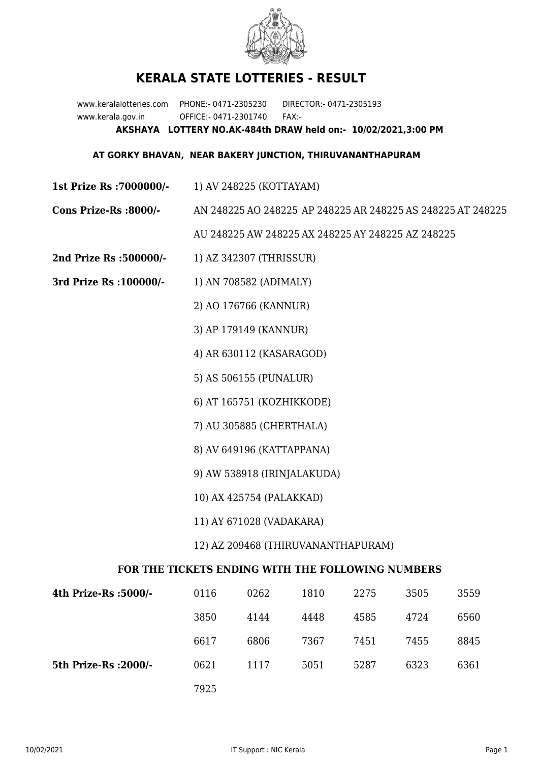# KERALA STATE LOTTERIES - RESULT

www.keralalotteries.com PHONE:- 0471-2305230 DIRECTOR:- 0471-2305193
www.kerala.gov.in OFFICE:- 0471-2301740 FAX:-

**AKSHAYA LOTTERY NO.AK-484th DRAW held on:- 10/02/2021,3:00 PM**

**AT GORKY BHAVAN, NEAR BAKERY JUNCTION, THIRUVANANTHAPURAM**

**1st Prize Rs :7000000/-** 1) AV 248225 (KOTTAYAM)

**Cons Prize-Rs :8000/-** AN 248225 AO 248225 AP 248225 AR 248225 AS 248225 AT 248225 AU 248225 AW 248225 AX 248225 AY 248225 AZ 248225

**2nd Prize Rs :500000/-** 1) AZ 342307 (THRISSUR)

**3rd Prize Rs :100000/-**
1) AN 708582 (ADIMALY)
2) AO 176766 (KANNUR)
3) AP 179149 (KANNUR)
4) AR 630112 (KASARAGOD)
5) AS 506155 (PUNALUR)
6) AT 165751 (KOZHIKKODE)
7) AU 305885 (CHERTHALA)
8) AV 649196 (KATTAPPANA)
9) AW 538918 (IRINJALAKUDA)
10) AX 425754 (PALAKKAD)
11) AY 671028 (VADAKARA)
12) AZ 209468 (THIRUVANANTHAPURAM)

## FOR THE TICKETS ENDING WITH THE FOLLOWING NUMBERS

| | | | | | | |
|---|---|---|---|---|---|---|
| **4th Prize-Rs :5000/-** | 0116 | 0262 | 1810 | 2275 | 3505 | 3559 |
| | 3850 | 4144 | 4448 | 4585 | 4724 | 6560 |
| | 6617 | 6806 | 7367 | 7451 | 7455 | 8845 |
| **5th Prize-Rs :2000/-** | 0621 | 1117 | 5051 | 5287 | 6323 | 6361 |
| | 7925 | | | | | |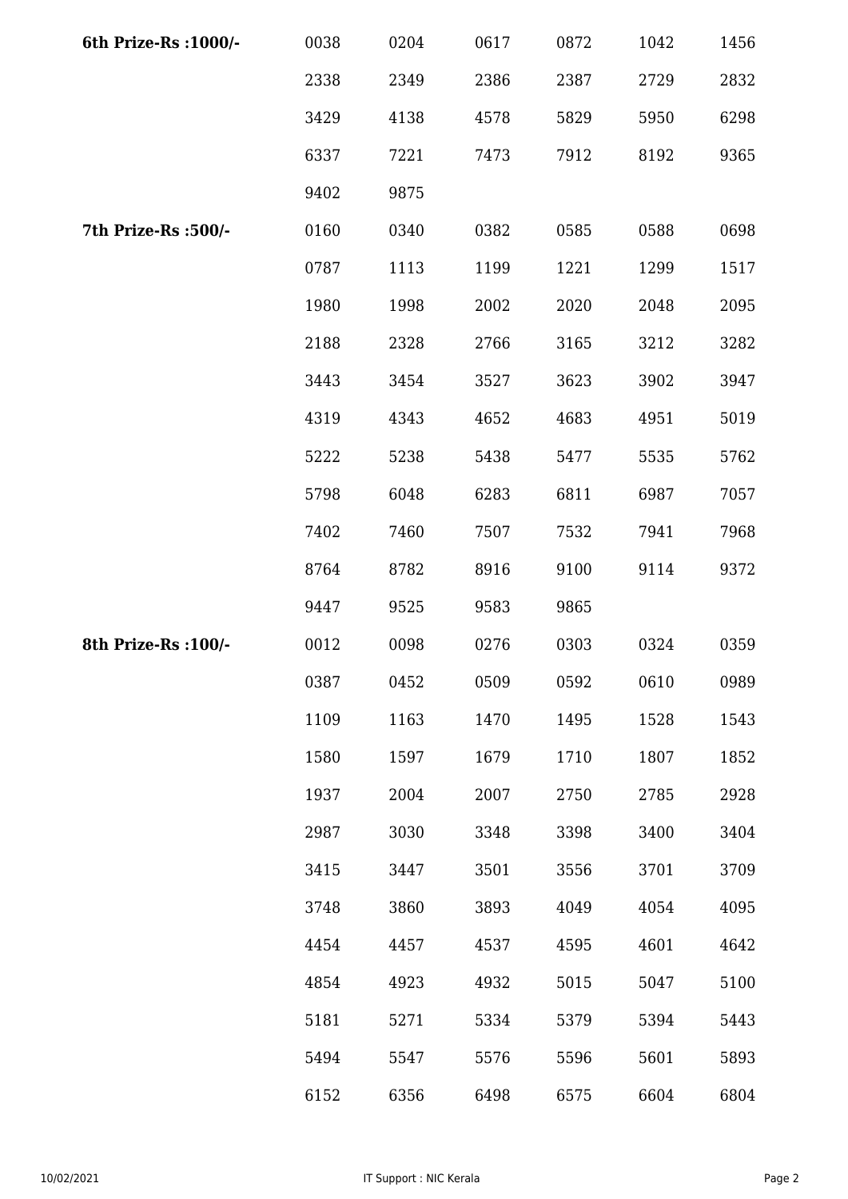| | | | | | | |
|---|---|---|---|---|---|---|
| **6th Prize-Rs :1000/-** | 0038 | 0204 | 0617 | 0872 | 1042 | 1456 |
| | 2338 | 2349 | 2386 | 2387 | 2729 | 2832 |
| | 3429 | 4138 | 4578 | 5829 | 5950 | 6298 |
| | 6337 | 7221 | 7473 | 7912 | 8192 | 9365 |
| | 9402 | 9875 | | | | |
| **7th Prize-Rs :500/-** | 0160 | 0340 | 0382 | 0585 | 0588 | 0698 |
| | 0787 | 1113 | 1199 | 1221 | 1299 | 1517 |
| | 1980 | 1998 | 2002 | 2020 | 2048 | 2095 |
| | 2188 | 2328 | 2766 | 3165 | 3212 | 3282 |
| | 3443 | 3454 | 3527 | 3623 | 3902 | 3947 |
| | 4319 | 4343 | 4652 | 4683 | 4951 | 5019 |
| | 5222 | 5238 | 5438 | 5477 | 5535 | 5762 |
| | 5798 | 6048 | 6283 | 6811 | 6987 | 7057 |
| | 7402 | 7460 | 7507 | 7532 | 7941 | 7968 |
| | 8764 | 8782 | 8916 | 9100 | 9114 | 9372 |
| | 9447 | 9525 | 9583 | 9865 | | |
| **8th Prize-Rs :100/-** | 0012 | 0098 | 0276 | 0303 | 0324 | 0359 |
| | 0387 | 0452 | 0509 | 0592 | 0610 | 0989 |
| | 1109 | 1163 | 1470 | 1495 | 1528 | 1543 |
| | 1580 | 1597 | 1679 | 1710 | 1807 | 1852 |
| | 1937 | 2004 | 2007 | 2750 | 2785 | 2928 |
| | 2987 | 3030 | 3348 | 3398 | 3400 | 3404 |
| | 3415 | 3447 | 3501 | 3556 | 3701 | 3709 |
| | 3748 | 3860 | 3893 | 4049 | 4054 | 4095 |
| | 4454 | 4457 | 4537 | 4595 | 4601 | 4642 |
| | 4854 | 4923 | 4932 | 5015 | 5047 | 5100 |
| | 5181 | 5271 | 5334 | 5379 | 5394 | 5443 |
| | 5494 | 5547 | 5576 | 5596 | 5601 | 5893 |
| | 6152 | 6356 | 6498 | 6575 | 6604 | 6804 |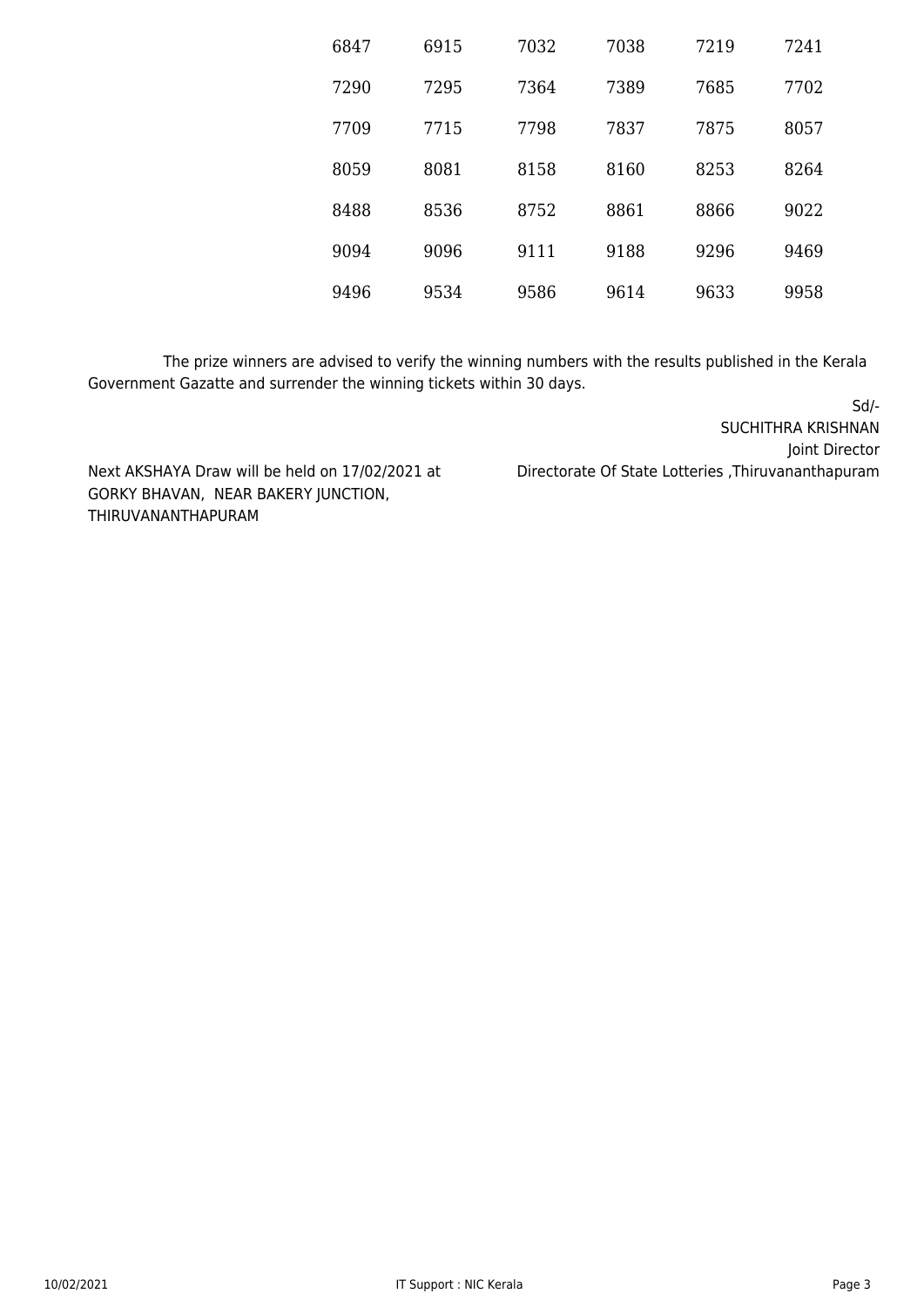| | | | | | |
|---|---|---|---|---|---|
| 6847 | 6915 | 7032 | 7038 | 7219 | 7241 |
| 7290 | 7295 | 7364 | 7389 | 7685 | 7702 |
| 7709 | 7715 | 7798 | 7837 | 7875 | 8057 |
| 8059 | 8081 | 8158 | 8160 | 8253 | 8264 |
| 8488 | 8536 | 8752 | 8861 | 8866 | 9022 |
| 9094 | 9096 | 9111 | 9188 | 9296 | 9469 |
| 9496 | 9534 | 9586 | 9614 | 9633 | 9958 |

The prize winners are advised to verify the winning numbers with the results published in the Kerala Government Gazatte and surrender the winning tickets within 30 days.

Sd/-
SUCHITHRA KRISHNAN
Joint Director
Directorate Of State Lotteries ,Thiruvananthapuram

Next AKSHAYA Draw will be held on 17/02/2021 at GORKY BHAVAN, NEAR BAKERY JUNCTION, THIRUVANANTHAPURAM

10/02/2021

IT Support : NIC Kerala